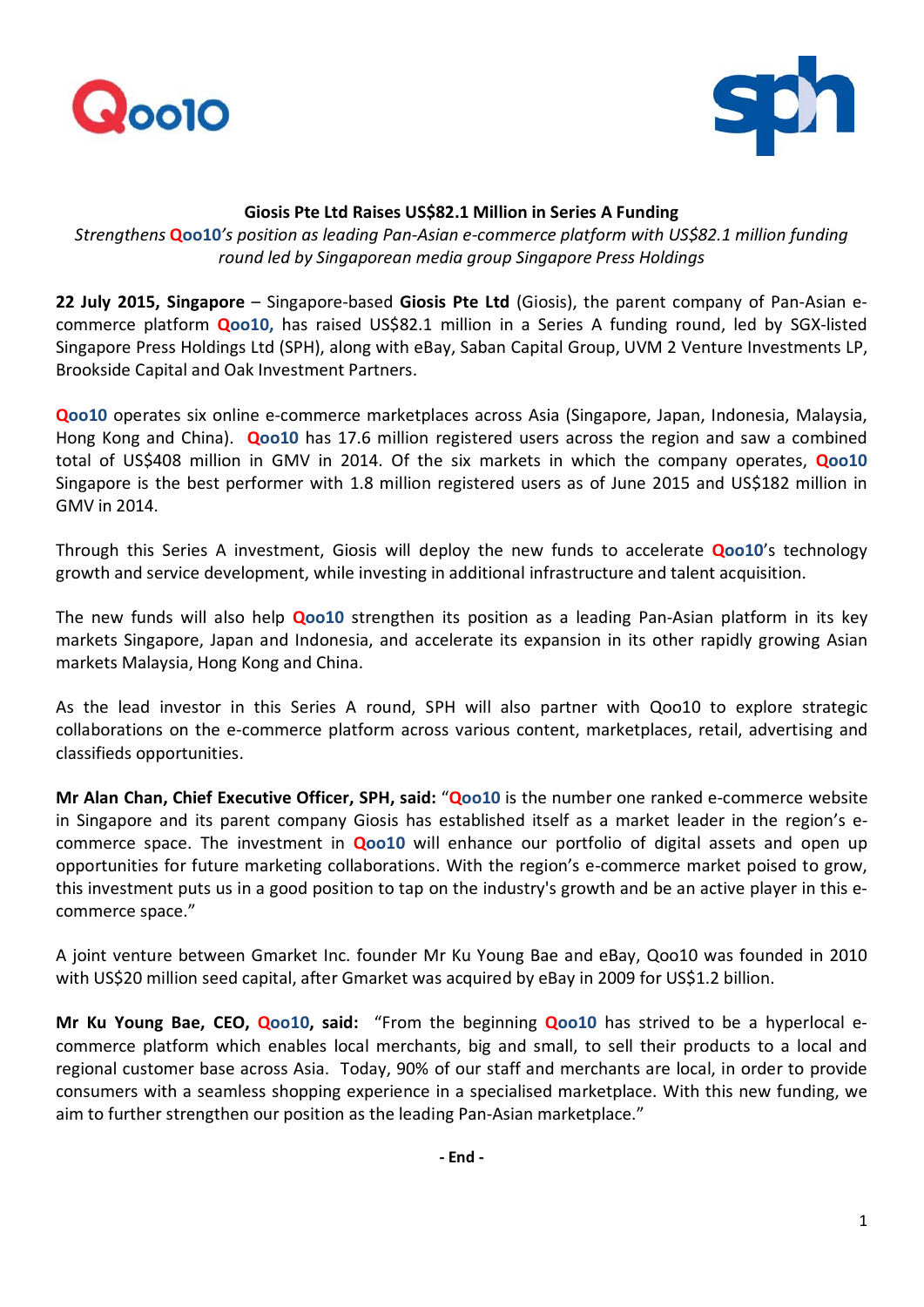**Giosis Pte Ltd Raises US$82.1 Million in Series A Funding**

*Strengthens Qoo10's position as leading Pan-Asian e-commerce platform with US$82.1 million funding round led by Singaporean media group Singapore Press Holdings*

**22 July 2015, Singapore** – Singapore-based **Giosis Pte Ltd** (Giosis), the parent company of Pan-Asian e-commerce platform **Qoo10,** has raised US$82.1 million in a Series A funding round, led by SGX-listed Singapore Press Holdings Ltd (SPH), along with eBay, Saban Capital Group, UVM 2 Venture Investments LP, Brookside Capital and Oak Investment Partners.

**Qoo10** operates six online e-commerce marketplaces across Asia (Singapore, Japan, Indonesia, Malaysia, Hong Kong and China). **Qoo10** has 17.6 million registered users across the region and saw a combined total of US$408 million in GMV in 2014. Of the six markets in which the company operates, **Qoo10** Singapore is the best performer with 1.8 million registered users as of June 2015 and US$182 million in GMV in 2014.

Through this Series A investment, Giosis will deploy the new funds to accelerate **Qoo10**'s technology growth and service development, while investing in additional infrastructure and talent acquisition.

The new funds will also help **Qoo10** strengthen its position as a leading Pan-Asian platform in its key markets Singapore, Japan and Indonesia, and accelerate its expansion in its other rapidly growing Asian markets Malaysia, Hong Kong and China.

As the lead investor in this Series A round, SPH will also partner with Qoo10 to explore strategic collaborations on the e-commerce platform across various content, marketplaces, retail, advertising and classifieds opportunities.

**Mr Alan Chan, Chief Executive Officer, SPH, said:** "**Qoo10** is the number one ranked e-commerce website in Singapore and its parent company Giosis has established itself as a market leader in the region's e-commerce space. The investment in **Qoo10** will enhance our portfolio of digital assets and open up opportunities for future marketing collaborations. With the region's e-commerce market poised to grow, this investment puts us in a good position to tap on the industry's growth and be an active player in this e-commerce space."

A joint venture between Gmarket Inc. founder Mr Ku Young Bae and eBay, Qoo10 was founded in 2010 with US$20 million seed capital, after Gmarket was acquired by eBay in 2009 for US$1.2 billion.

**Mr Ku Young Bae, CEO, Qoo10, said:** "From the beginning **Qoo10** has strived to be a hyperlocal e-commerce platform which enables local merchants, big and small, to sell their products to a local and regional customer base across Asia. Today, 90% of our staff and merchants are local, in order to provide consumers with a seamless shopping experience in a specialised marketplace. With this new funding, we aim to further strengthen our position as the leading Pan-Asian marketplace."

**- End -**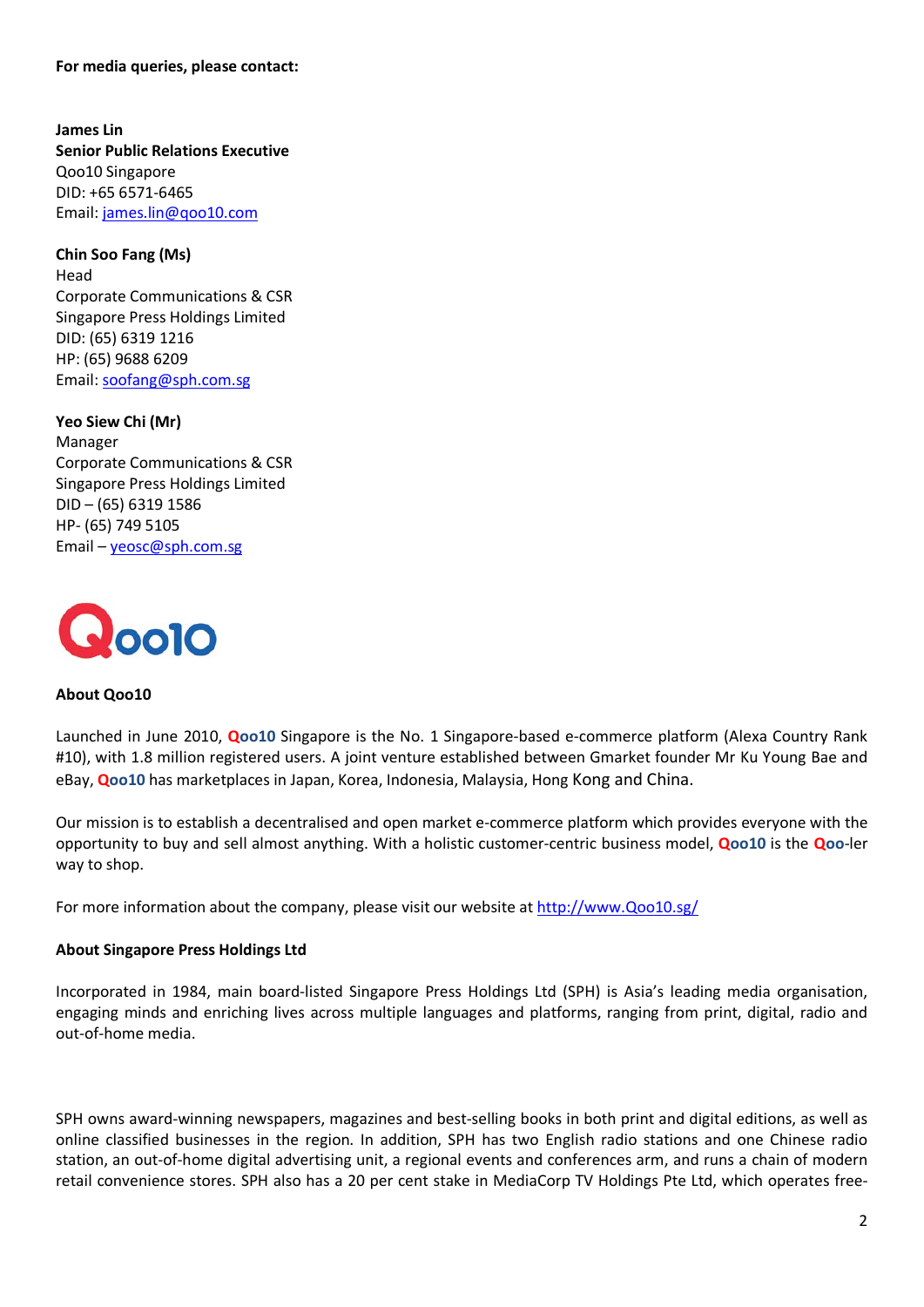**For media queries, please contact:**

**James Lin**
**Senior Public Relations Executive**
Qoo10 Singapore
DID: +65 6571-6465
Email: james.lin@qoo10.com

**Chin Soo Fang (Ms)**
Head
Corporate Communications & CSR
Singapore Press Holdings Limited
DID: (65) 6319 1216
HP: (65) 9688 6209
Email: soofang@sph.com.sg

**Yeo Siew Chi (Mr)**
Manager
Corporate Communications & CSR
Singapore Press Holdings Limited
DID – (65) 6319 1586
HP- (65) 749 5105
Email – yeosc@sph.com.sg

**About Qoo10**

Launched in June 2010, **Qoo10** Singapore is the No. 1 Singapore-based e-commerce platform (Alexa Country Rank #10), with 1.8 million registered users. A joint venture established between Gmarket founder Mr Ku Young Bae and eBay, **Qoo10** has marketplaces in Japan, Korea, Indonesia, Malaysia, Hong Kong and China.

Our mission is to establish a decentralised and open market e-commerce platform which provides everyone with the opportunity to buy and sell almost anything. With a holistic customer-centric business model, **Qoo10** is the **Qoo**-ler way to shop.

For more information about the company, please visit our website at http://www.Qoo10.sg/

**About Singapore Press Holdings Ltd**

Incorporated in 1984, main board-listed Singapore Press Holdings Ltd (SPH) is Asia's leading media organisation, engaging minds and enriching lives across multiple languages and platforms, ranging from print, digital, radio and out-of-home media.

SPH owns award-winning newspapers, magazines and best-selling books in both print and digital editions, as well as online classified businesses in the region. In addition, SPH has two English radio stations and one Chinese radio station, an out-of-home digital advertising unit, a regional events and conferences arm, and runs a chain of modern retail convenience stores. SPH also has a 20 per cent stake in MediaCorp TV Holdings Pte Ltd, which operates free-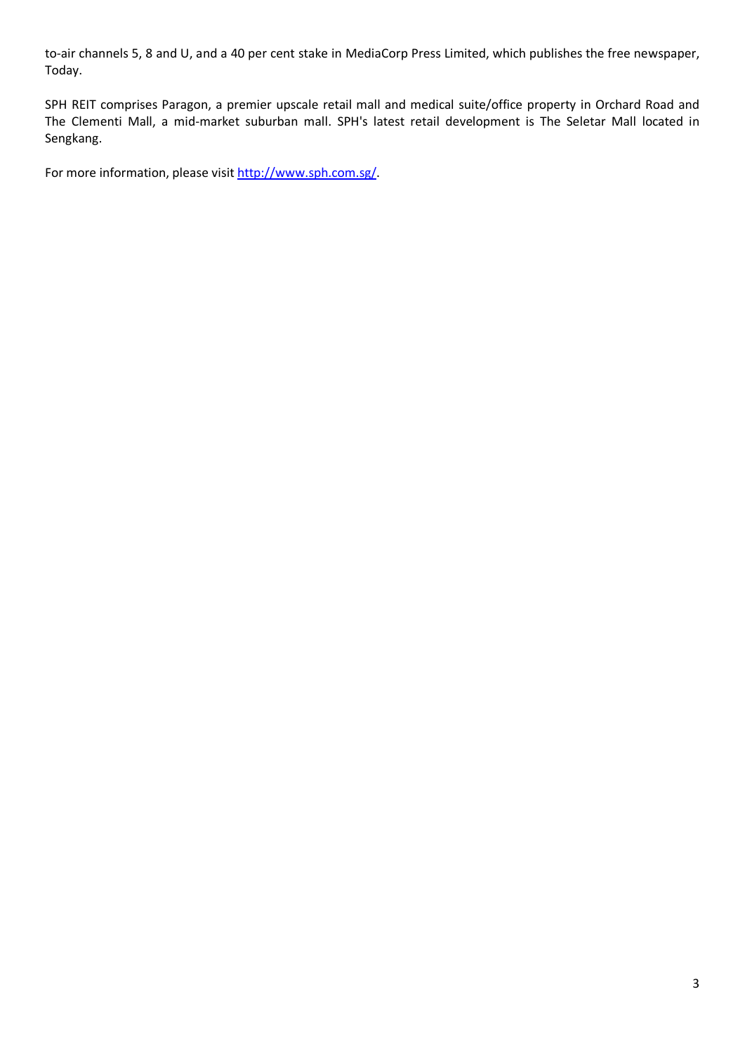to-air channels 5, 8 and U, and a 40 per cent stake in MediaCorp Press Limited, which publishes the free newspaper, Today.

SPH REIT comprises Paragon, a premier upscale retail mall and medical suite/office property in Orchard Road and The Clementi Mall, a mid-market suburban mall. SPH's latest retail development is The Seletar Mall located in Sengkang.

For more information, please visit [http://www.sph.com.sg/](http://www.sph.com.sg/).